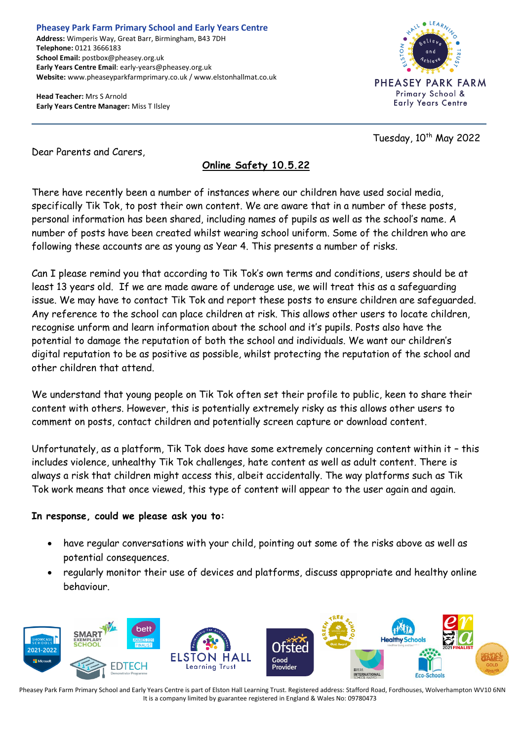**Pheasey Park Farm Primary School and Early Years Centre**
**Address:** Wimperis Way, Great Barr, Birmingham, B43 7DH
**Telephone:** 0121 3666183
**School Email:** postbox@pheasey.org.uk
**Early Years Centre Email**: early-years@pheasey.org.uk
**Website:** www.pheaseyparkfarmprimary.co.uk / www.elstonhallmat.co.uk

**Head Teacher:** Mrs S Arnold
**Early Years Centre Manager:** Miss T Ilsley

Tuesday, 10th May 2022

Dear Parents and Carers,

## Online Safety 10.5.22

There have recently been a number of instances where our children have used social media, specifically Tik Tok, to post their own content. We are aware that in a number of these posts, personal information has been shared, including names of pupils as well as the school's name. A number of posts have been created whilst wearing school uniform. Some of the children who are following these accounts are as young as Year 4. This presents a number of risks.

Can I please remind you that according to Tik Tok's own terms and conditions, users should be at least 13 years old. If we are made aware of underage use, we will treat this as a safeguarding issue. We may have to contact Tik Tok and report these posts to ensure children are safeguarded. Any reference to the school can place children at risk. This allows other users to locate children, recognise unform and learn information about the school and it's pupils. Posts also have the potential to damage the reputation of both the school and individuals. We want our children's digital reputation to be as positive as possible, whilst protecting the reputation of the school and other children that attend.

We understand that young people on Tik Tok often set their profile to public, keen to share their content with others. However, this is potentially extremely risky as this allows other users to comment on posts, contact children and potentially screen capture or download content.

Unfortunately, as a platform, Tik Tok does have some extremely concerning content within it – this includes violence, unhealthy Tik Tok challenges, hate content as well as adult content. There is always a risk that children might access this, albeit accidentally. The way platforms such as Tik Tok work means that once viewed, this type of content will appear to the user again and again.

**In response, could we please ask you to:**

- have regular conversations with your child, pointing out some of the risks above as well as potential consequences.
- regularly monitor their use of devices and platforms, discuss appropriate and healthy online behaviour.

Pheasey Park Farm Primary School and Early Years Centre is part of Elston Hall Learning Trust. Registered address: Stafford Road, Fordhouses, Wolverhampton WV10 6NN
It is a company limited by guarantee registered in England & Wales No: 09780473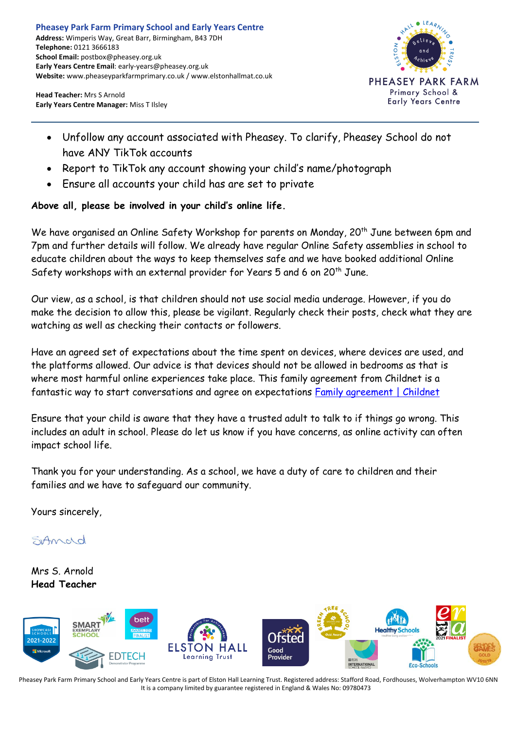- Unfollow any account associated with Pheasey. To clarify, Pheasey School do not have ANY TikTok accounts
- Report to TikTok any account showing your child's name/photograph
- Ensure all accounts your child has are set to private

**Above all, please be involved in your child's online life.**

We have organised an Online Safety Workshop for parents on Monday, 20th June between 6pm and 7pm and further details will follow. We already have regular Online Safety assemblies in school to educate children about the ways to keep themselves safe and we have booked additional Online Safety workshops with an external provider for Years 5 and 6 on 20th June.

Our view, as a school, is that children should not use social media underage. However, if you do make the decision to allow this, please be vigilant. Regularly check their posts, check what they are watching as well as checking their contacts or followers.

Have an agreed set of expectations about the time spent on devices, where devices are used, and the platforms allowed. Our advice is that devices should not be allowed in bedrooms as that is where most harmful online experiences take place. This family agreement from Childnet is a fantastic way to start conversations and agree on expectations Family agreement | Childnet

Ensure that your child is aware that they have a trusted adult to talk to if things go wrong. This includes an adult in school. Please do let us know if you have concerns, as online activity can often impact school life.

Thank you for your understanding. As a school, we have a duty of care to children and their families and we have to safeguard our community.

Yours sincerely,

SArnold

Mrs S. Arnold
**Head Teacher**